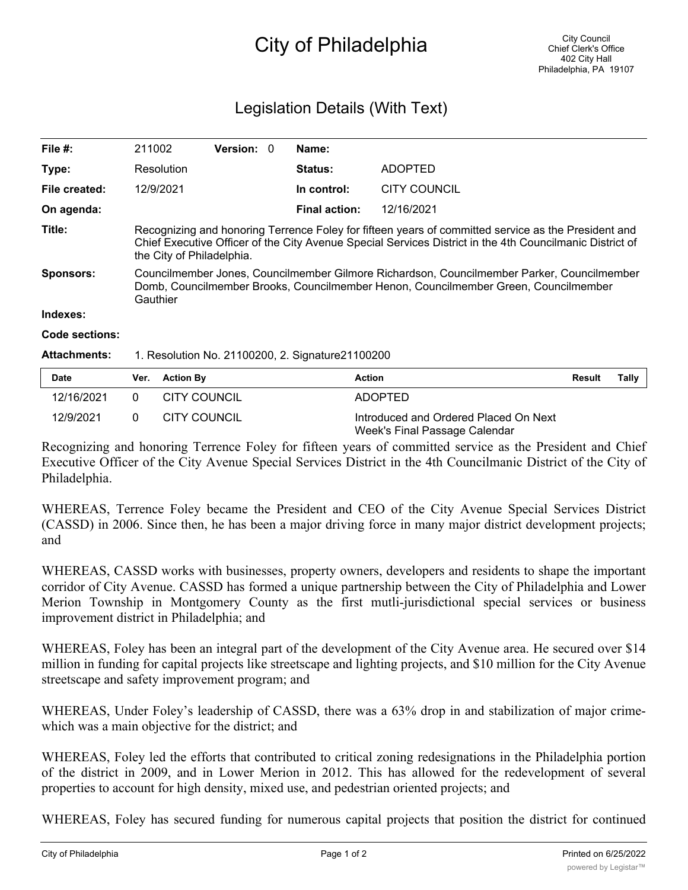# City of Philadelphia

City Council
Chief Clerk's Office
402 City Hall
Philadelphia, PA 19107

## Legislation Details (With Text)

**File #:** 211002 **Version:** 0 **Name:**

**Type:** Resolution **Status:** ADOPTED

**File created:** 12/9/2021 **In control:** CITY COUNCIL

**On agenda:** **Final action:** 12/16/2021

**Title:** Recognizing and honoring Terrence Foley for fifteen years of committed service as the President and Chief Executive Officer of the City Avenue Special Services District in the 4th Councilmanic District of the City of Philadelphia.

**Sponsors:** Councilmember Jones, Councilmember Gilmore Richardson, Councilmember Parker, Councilmember Domb, Councilmember Brooks, Councilmember Henon, Councilmember Green, Councilmember Gauthier

**Indexes:**

**Code sections:**

**Attachments:** 1. Resolution No. 21100200, 2. Signature21100200

| Date | Ver. | Action By | Action | Result | Tally |
|---|---|---|---|---|---|
| 12/16/2021 | 0 | CITY COUNCIL | ADOPTED | | |
| 12/9/2021 | 0 | CITY COUNCIL | Introduced and Ordered Placed On Next Week's Final Passage Calendar | | |

Recognizing and honoring Terrence Foley for fifteen years of committed service as the President and Chief Executive Officer of the City Avenue Special Services District in the 4th Councilmanic District of the City of Philadelphia.

WHEREAS, Terrence Foley became the President and CEO of the City Avenue Special Services District (CASSD) in 2006. Since then, he has been a major driving force in many major district development projects; and

WHEREAS, CASSD works with businesses, property owners, developers and residents to shape the important corridor of City Avenue. CASSD has formed a unique partnership between the City of Philadelphia and Lower Merion Township in Montgomery County as the first mutli-jurisdictional special services or business improvement district in Philadelphia; and

WHEREAS, Foley has been an integral part of the development of the City Avenue area. He secured over $14 million in funding for capital projects like streetscape and lighting projects, and $10 million for the City Avenue streetscape and safety improvement program; and

WHEREAS, Under Foley's leadership of CASSD, there was a 63% drop in and stabilization of major crime-which was a main objective for the district; and

WHEREAS, Foley led the efforts that contributed to critical zoning redesignations in the Philadelphia portion of the district in 2009, and in Lower Merion in 2012. This has allowed for the redevelopment of several properties to account for high density, mixed use, and pedestrian oriented projects; and

WHEREAS, Foley has secured funding for numerous capital projects that position the district for continued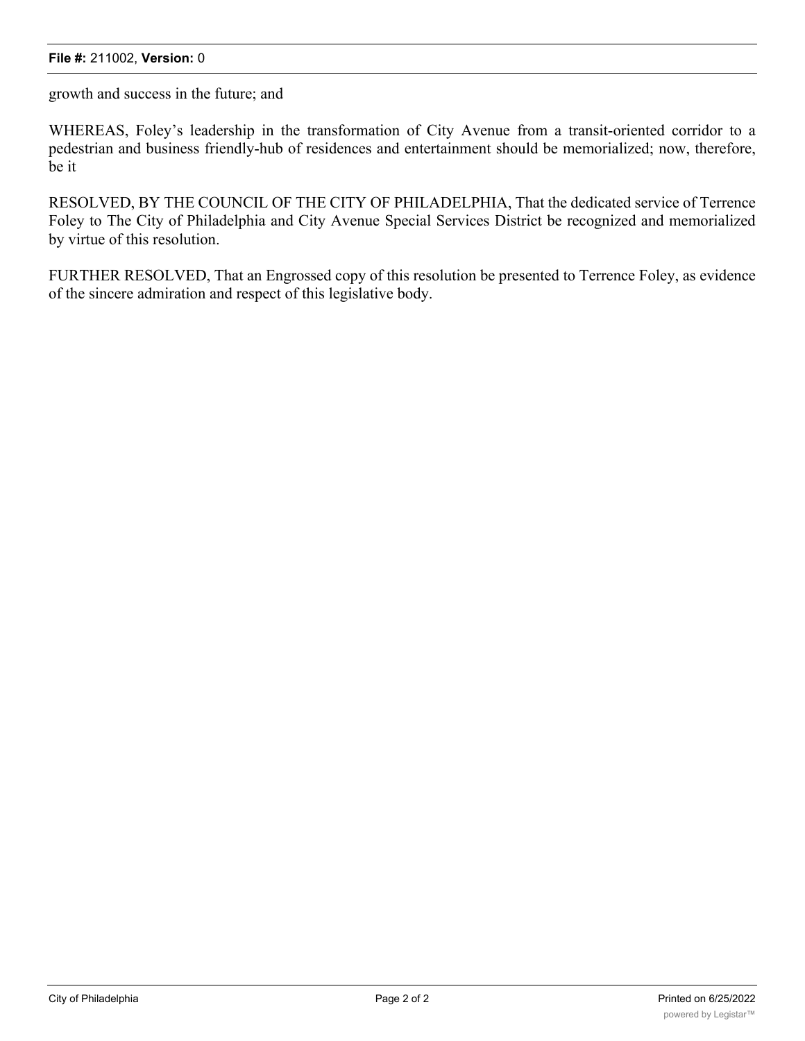growth and success in the future; and

WHEREAS, Foley's leadership in the transformation of City Avenue from a transit-oriented corridor to a pedestrian and business friendly-hub of residences and entertainment should be memorialized; now, therefore, be it

RESOLVED, BY THE COUNCIL OF THE CITY OF PHILADELPHIA, That the dedicated service of Terrence Foley to The City of Philadelphia and City Avenue Special Services District be recognized and memorialized by virtue of this resolution.

FURTHER RESOLVED, That an Engrossed copy of this resolution be presented to Terrence Foley, as evidence of the sincere admiration and respect of this legislative body.